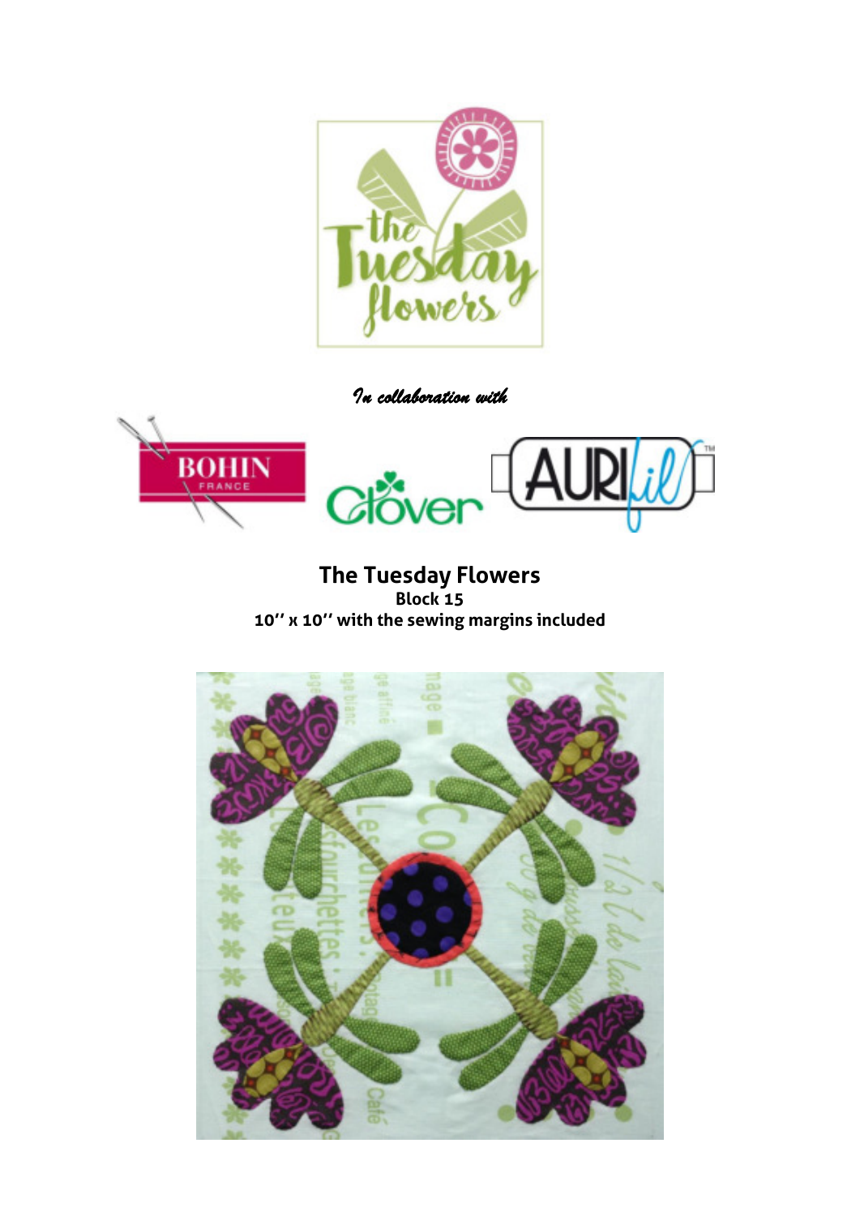*In collaboration with*

# The Tuesday Flowers

**Block 15**

**10'' x 10'' with the sewing margins included**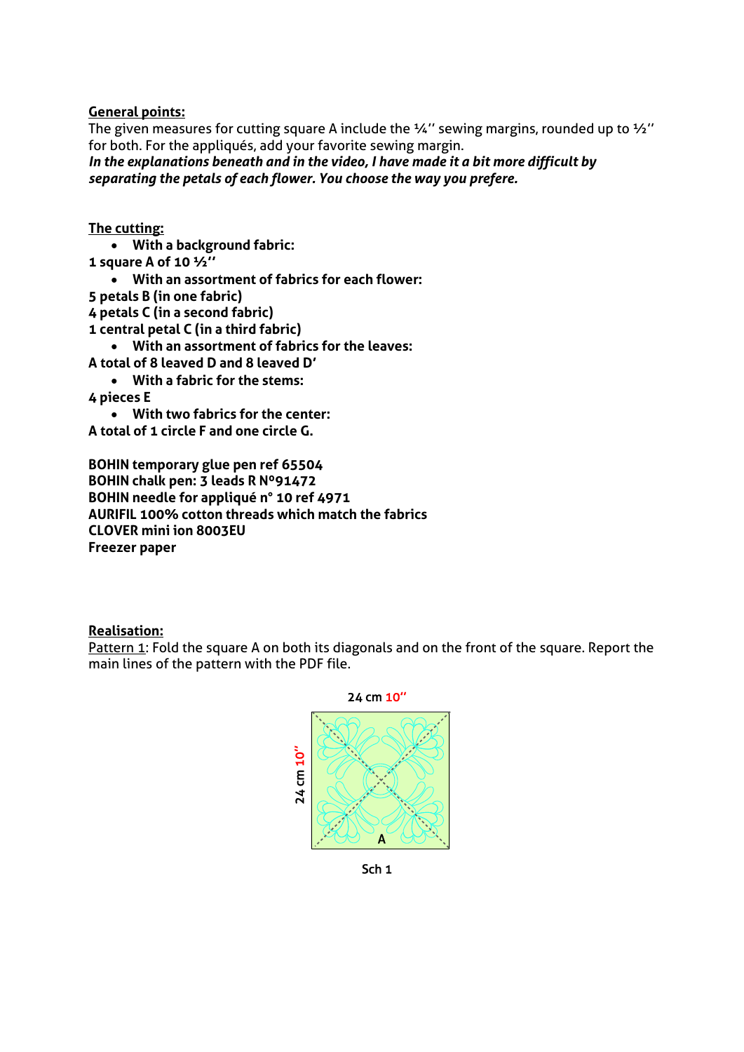**General points:**

The given measures for cutting square A include the ¼'' sewing margins, rounded up to ½'' for both. For the appliqués, add your favorite sewing margin.

***In the explanations beneath and in the video, I have made it a bit more difficult by separating the petals of each flower. You choose the way you prefere.***

**The cutting:**

- **With a background fabric:**

**1 square A of 10 ½''**

- **With an assortment of fabrics for each flower:**

**5 petals B (in one fabric)**
**4 petals C (in a second fabric)**
**1 central petal C (in a third fabric)**

- **With an assortment of fabrics for the leaves:**

**A total of 8 leaved D and 8 leaved D'**

- **With a fabric for the stems:**

**4 pieces E**

- **With two fabrics for the center:**

**A total of 1 circle F and one circle G.**

**BOHIN temporary glue pen ref 65504**
**BOHIN chalk pen: 3 leads R N°91472**
**BOHIN needle for appliqué n° 10 ref 4971**
**AURIFIL 100% cotton threads which match the fabrics**
**CLOVER mini ion 8003EU**
**Freezer paper**

**Realisation:**

Pattern 1: Fold the square A on both its diagonals and on the front of the square. Report the main lines of the pattern with the PDF file.

24 cm 10''

24 cm 10''

A

Sch 1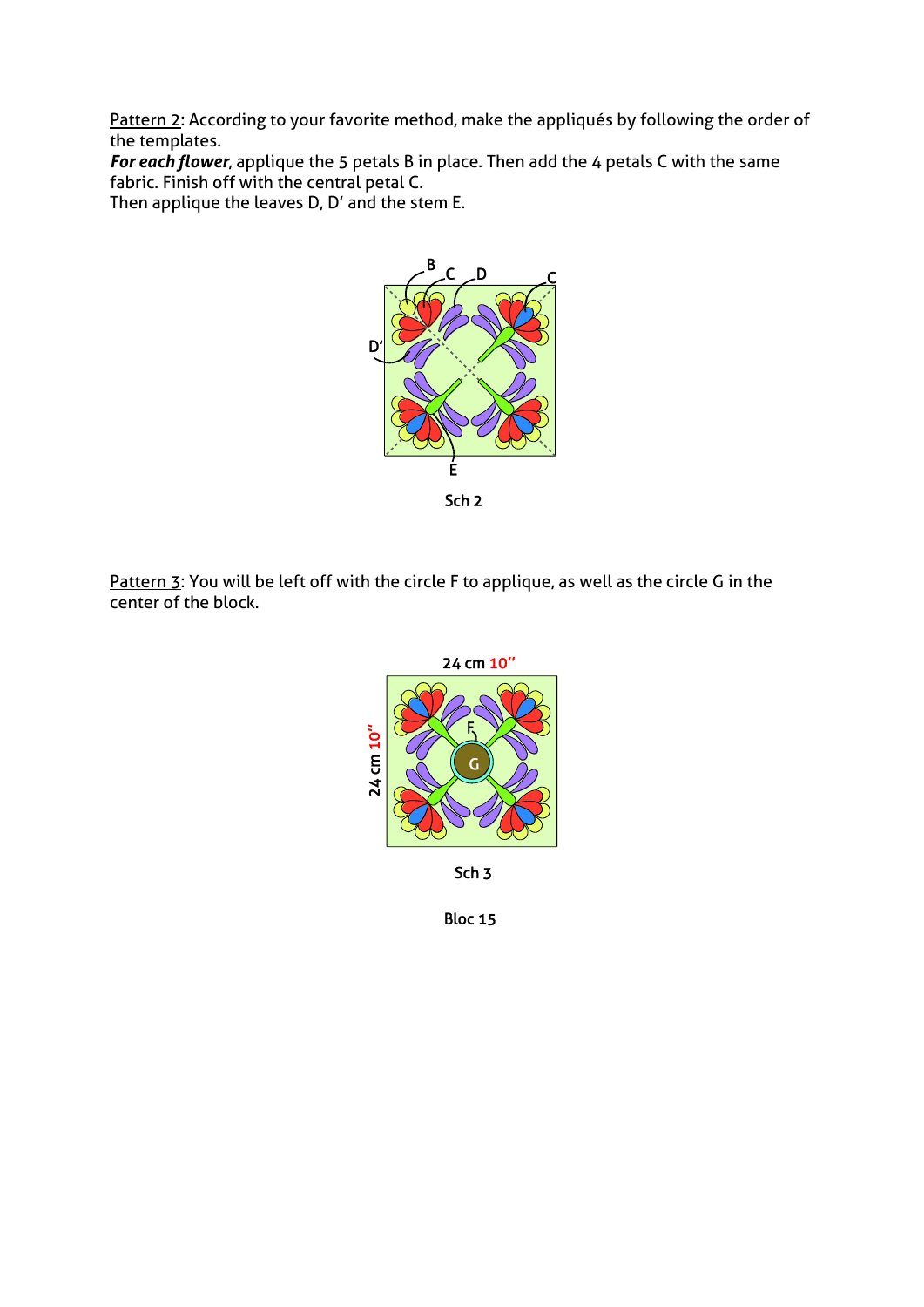Pattern 2: According to your favorite method, make the appliqués by following the order of the templates.

***For each flower***, applique the 5 petals B in place. Then add the 4 petals C with the same fabric. Finish off with the central petal C.

Then applique the leaves D, D' and the stem E.

Sch 2

Pattern 3: You will be left off with the circle F to applique, as well as the circle G in the center of the block.

24 cm 10''

Sch 3

Bloc 15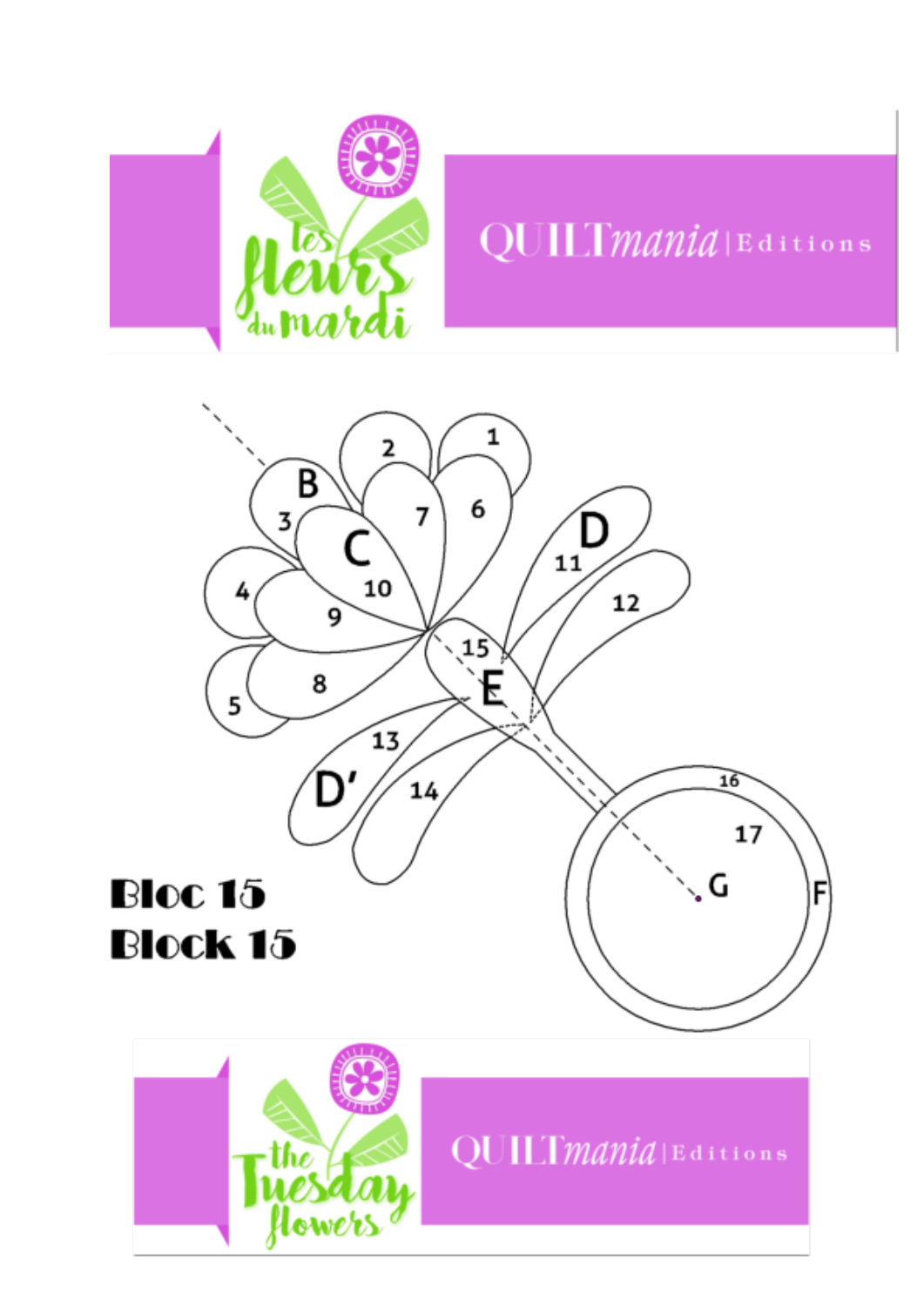les fleurs du mardi

QUILTmania | Editions

# Bloc 15
# Block 15

the Tuesday flowers

QUILTmania | Editions